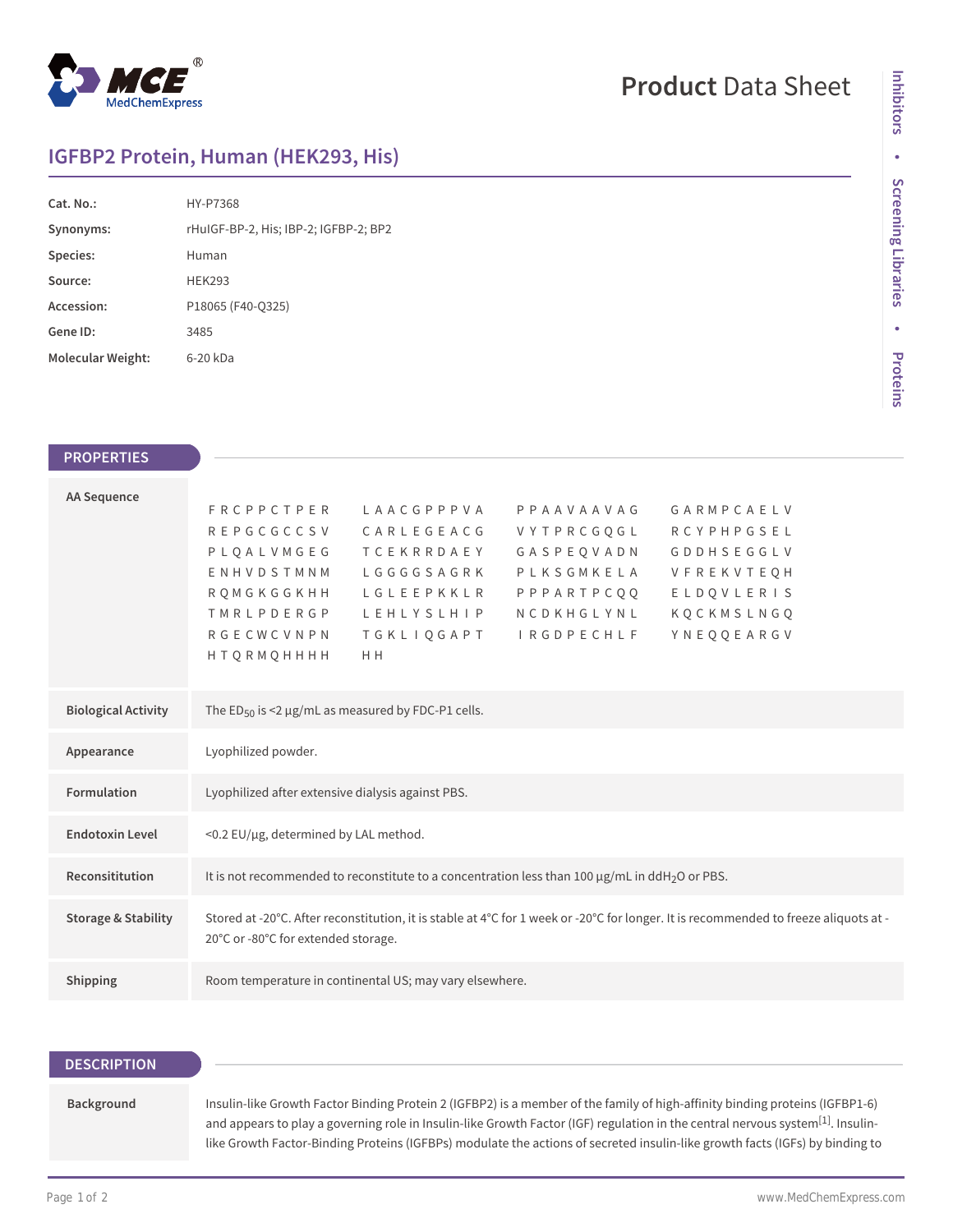# IGFBP2 Protein, Human (HEK293, His)

| | |
|---|---|
| **Cat. No.:** | HY-P7368 |
| **Synonyms:** | rHuIGF-BP-2, His; IBP-2; IGFBP-2; BP2 |
| **Species:** | Human |
| **Source:** | HEK293 |
| **Accession:** | P18065 (F40-Q325) |
| **Gene ID:** | 3485 |
| **Molecular Weight:** | 6-20 kDa |

## PROPERTIES

**AA Sequence**

```
FRCPPCTPER  LAACGPPPVA  PPAAVAAVAG  GARMPCAELV
REPGCGCCSV  CARLEGEACG  VYTPRCGQGL  RCYPHPGSEL
PLQALVMGEG  TCEKRRDAEY  GASPEQVADN  GDDHSEGGLV
ENHVDSTMNM  LGGGGSAGRK  PLKSGMKELA  VFREKVTEQH
RQMGKGGKHH  LGLEEPKKLR  PPPARTPCQQ  ELDQVLERIS
TMRLPDERGP  LEHLYSLHIP  NCDKHGLYNL  KQCKMSLNGQ
RGECWCVNPN  TGKLIQGAPT  IRGDPECHLF  YNEQQEARGV
HTQRMQHHHH  HH
```

| | |
|---|---|
| **Biological Activity** | The $ED_{50}$ is <2 μg/mL as measured by FDC-P1 cells. |
| **Appearance** | Lyophilized powder. |
| **Formulation** | Lyophilized after extensive dialysis against PBS. |
| **Endotoxin Level** | <0.2 EU/μg, determined by LAL method. |
| **Reconsititution** | It is not recommended to reconstitute to a concentration less than 100 μg/mL in $ddH_2O$ or PBS. |
| **Storage & Stability** | Stored at -20°C. After reconstitution, it is stable at 4°C for 1 week or -20°C for longer. It is recommended to freeze aliquots at -20°C or -80°C for extended storage. |
| **Shipping** | Room temperature in continental US; may vary elsewhere. |

## DESCRIPTION

**Background**

Insulin-like Growth Factor Binding Protein 2 (IGFBP2) is a member of the family of high-affinity binding proteins (IGFBP1-6) and appears to play a governing role in Insulin-like Growth Factor (IGF) regulation in the central nervous system[1]. Insulin-like Growth Factor-Binding Proteins (IGFBPs) modulate the actions of secreted insulin-like growth facts (IGFs) by binding to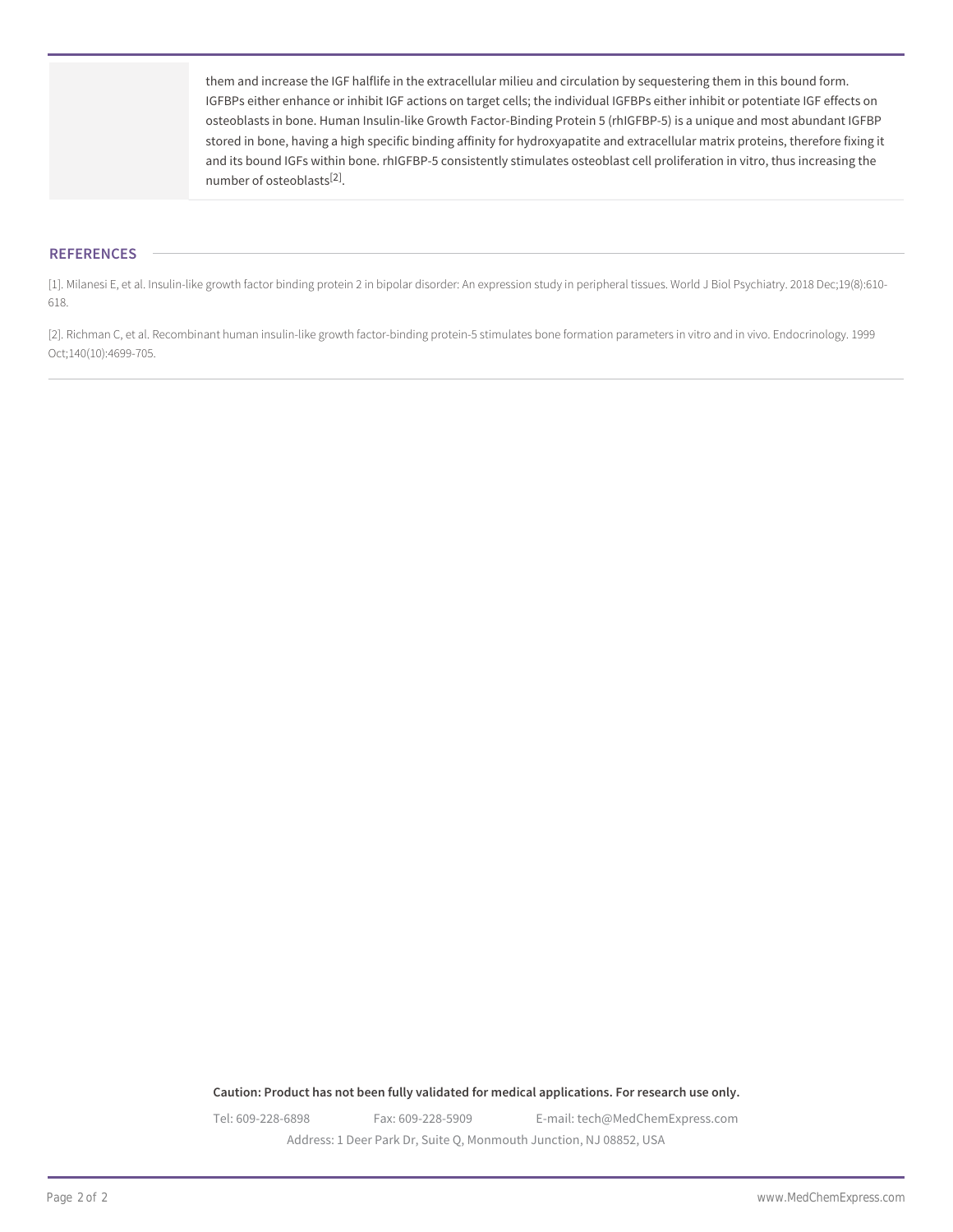them and increase the IGF halflife in the extracellular milieu and circulation by sequestering them in this bound form. IGFBPs either enhance or inhibit IGF actions on target cells; the individual IGFBPs either inhibit or potentiate IGF effects on osteoblasts in bone. Human Insulin-like Growth Factor-Binding Protein 5 (rhIGFBP-5) is a unique and most abundant IGFBP stored in bone, having a high specific binding affinity for hydroxyapatite and extracellular matrix proteins, therefore fixing it and its bound IGFs within bone. rhIGFBP-5 consistently stimulates osteoblast cell proliferation in vitro, thus increasing the number of osteoblasts[2].

## REFERENCES

[1]. Milanesi E, et al. Insulin-like growth factor binding protein 2 in bipolar disorder: An expression study in peripheral tissues. World J Biol Psychiatry. 2018 Dec;19(8):610-618.

[2]. Richman C, et al. Recombinant human insulin-like growth factor-binding protein-5 stimulates bone formation parameters in vitro and in vivo. Endocrinology. 1999 Oct;140(10):4699-705.

**Caution: Product has not been fully validated for medical applications. For research use only.**

Tel: 609-228-6898 Fax: 609-228-5909 E-mail: tech@MedChemExpress.com

Address: 1 Deer Park Dr, Suite Q, Monmouth Junction, NJ 08852, USA